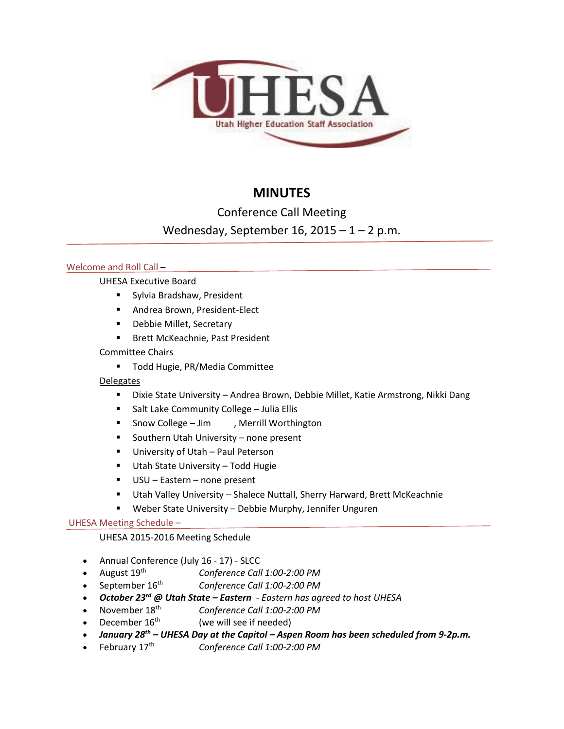UHESA
Utah Higher Education Staff Association

# MINUTES

Conference Call Meeting

Wednesday, September 16, 2015 – 1 – 2 p.m.

## Welcome and Roll Call –

UHESA Executive Board

- Sylvia Bradshaw, President
- Andrea Brown, President-Elect
- Debbie Millet, Secretary
- Brett McKeachnie, Past President

Committee Chairs

- Todd Hugie, PR/Media Committee

Delegates

- Dixie State University – Andrea Brown, Debbie Millet, Katie Armstrong, Nikki Dang
- Salt Lake Community College – Julia Ellis
- Snow College – Jim , Merrill Worthington
- Southern Utah University – none present
- University of Utah – Paul Peterson
- Utah State University – Todd Hugie
- USU – Eastern – none present
- Utah Valley University – Shalece Nuttall, Sherry Harward, Brett McKeachnie
- Weber State University – Debbie Murphy, Jennifer Unguren

## UHESA Meeting Schedule –

UHESA 2015-2016 Meeting Schedule

- Annual Conference (July 16 - 17) - SLCC
- August 19th *Conference Call 1:00-2:00 PM*
- September 16th *Conference Call 1:00-2:00 PM*
- ***October 23rd @ Utah State – Eastern*** *- Eastern has agreed to host UHESA*
- November 18th *Conference Call 1:00-2:00 PM*
- December 16th (we will see if needed)
- ***January 28th – UHESA Day at the Capitol – Aspen Room has been scheduled from 9-2p.m.***
- February 17th *Conference Call 1:00-2:00 PM*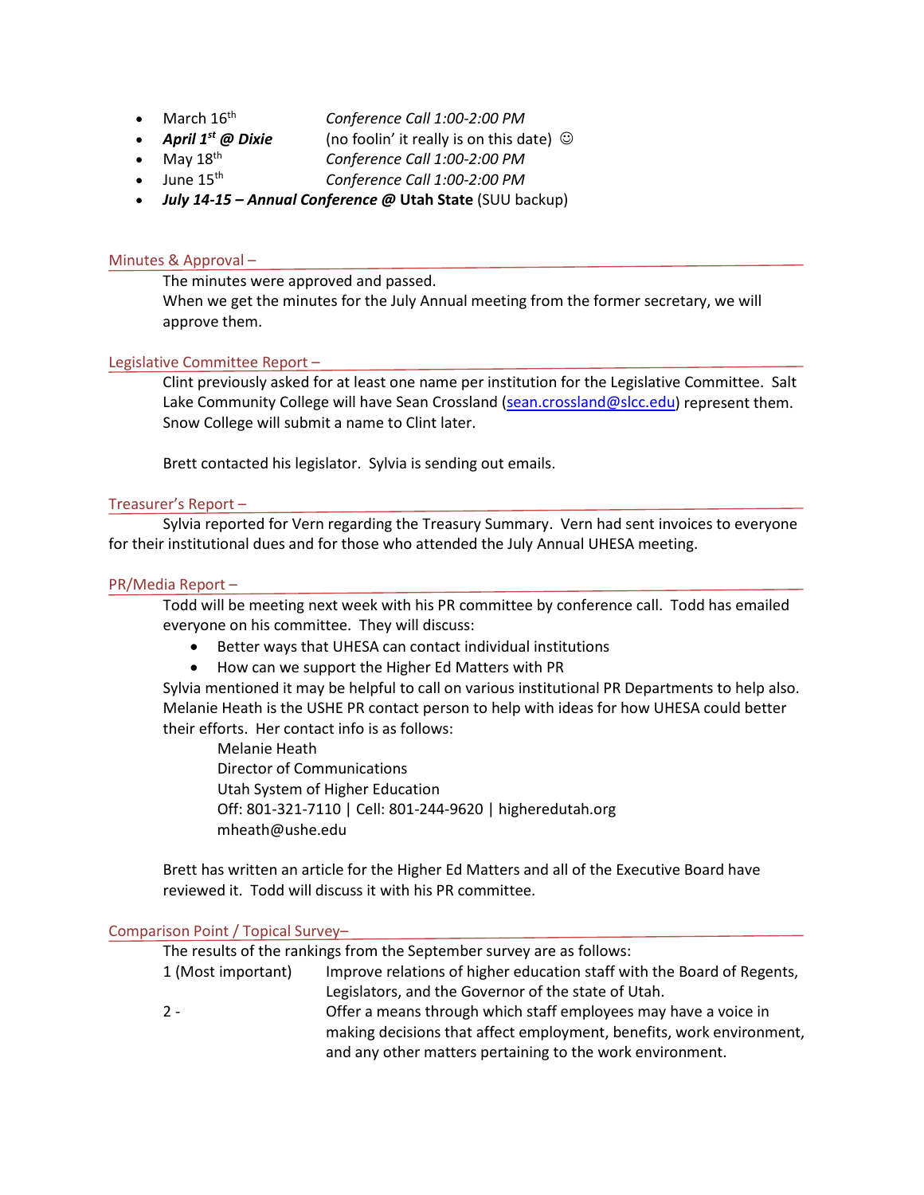- March 16th *Conference Call 1:00-2:00 PM*
- ***April 1st @ Dixie*** (no foolin' it really is on this date) ☺
- May 18th *Conference Call 1:00-2:00 PM*
- June 15th *Conference Call 1:00-2:00 PM*
- ***July 14-15 – Annual Conference @* Utah State** (SUU backup)

## Minutes & Approval –

The minutes were approved and passed.
When we get the minutes for the July Annual meeting from the former secretary, we will approve them.

## Legislative Committee Report –

Clint previously asked for at least one name per institution for the Legislative Committee. Salt Lake Community College will have Sean Crossland (sean.crossland@slcc.edu) represent them. Snow College will submit a name to Clint later.

Brett contacted his legislator. Sylvia is sending out emails.

## Treasurer's Report –

Sylvia reported for Vern regarding the Treasury Summary. Vern had sent invoices to everyone for their institutional dues and for those who attended the July Annual UHESA meeting.

## PR/Media Report –

Todd will be meeting next week with his PR committee by conference call. Todd has emailed everyone on his committee. They will discuss:

- Better ways that UHESA can contact individual institutions
- How can we support the Higher Ed Matters with PR

Sylvia mentioned it may be helpful to call on various institutional PR Departments to help also. Melanie Heath is the USHE PR contact person to help with ideas for how UHESA could better their efforts. Her contact info is as follows:

Melanie Heath
Director of Communications
Utah System of Higher Education
Off: 801-321-7110 | Cell: 801-244-9620 | higheredutah.org
mheath@ushe.edu

Brett has written an article for the Higher Ed Matters and all of the Executive Board have reviewed it. Todd will discuss it with his PR committee.

## Comparison Point / Topical Survey–

The results of the rankings from the September survey are as follows:

1 (Most important) Improve relations of higher education staff with the Board of Regents, Legislators, and the Governor of the state of Utah.

2 - Offer a means through which staff employees may have a voice in making decisions that affect employment, benefits, work environment, and any other matters pertaining to the work environment.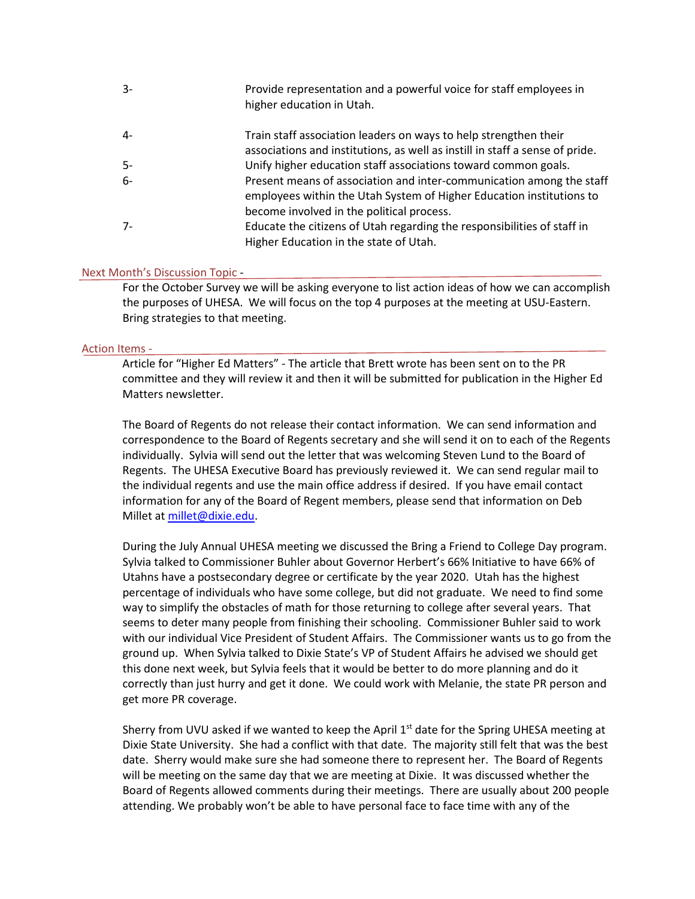3- Provide representation and a powerful voice for staff employees in higher education in Utah.

4- Train staff association leaders on ways to help strengthen their associations and institutions, as well as instill in staff a sense of pride.

5- Unify higher education staff associations toward common goals.

6- Present means of association and inter-communication among the staff employees within the Utah System of Higher Education institutions to become involved in the political process.

7- Educate the citizens of Utah regarding the responsibilities of staff in Higher Education in the state of Utah.

## Next Month's Discussion Topic -

For the October Survey we will be asking everyone to list action ideas of how we can accomplish the purposes of UHESA. We will focus on the top 4 purposes at the meeting at USU-Eastern. Bring strategies to that meeting.

## Action Items -

Article for "Higher Ed Matters" - The article that Brett wrote has been sent on to the PR committee and they will review it and then it will be submitted for publication in the Higher Ed Matters newsletter.

The Board of Regents do not release their contact information. We can send information and correspondence to the Board of Regents secretary and she will send it on to each of the Regents individually. Sylvia will send out the letter that was welcoming Steven Lund to the Board of Regents. The UHESA Executive Board has previously reviewed it. We can send regular mail to the individual regents and use the main office address if desired. If you have email contact information for any of the Board of Regent members, please send that information on Deb Millet at millet@dixie.edu.

During the July Annual UHESA meeting we discussed the Bring a Friend to College Day program. Sylvia talked to Commissioner Buhler about Governor Herbert's 66% Initiative to have 66% of Utahns have a postsecondary degree or certificate by the year 2020. Utah has the highest percentage of individuals who have some college, but did not graduate. We need to find some way to simplify the obstacles of math for those returning to college after several years. That seems to deter many people from finishing their schooling. Commissioner Buhler said to work with our individual Vice President of Student Affairs. The Commissioner wants us to go from the ground up. When Sylvia talked to Dixie State's VP of Student Affairs he advised we should get this done next week, but Sylvia feels that it would be better to do more planning and do it correctly than just hurry and get it done. We could work with Melanie, the state PR person and get more PR coverage.

Sherry from UVU asked if we wanted to keep the April 1st date for the Spring UHESA meeting at Dixie State University. She had a conflict with that date. The majority still felt that was the best date. Sherry would make sure she had someone there to represent her. The Board of Regents will be meeting on the same day that we are meeting at Dixie. It was discussed whether the Board of Regents allowed comments during their meetings. There are usually about 200 people attending. We probably won't be able to have personal face to face time with any of the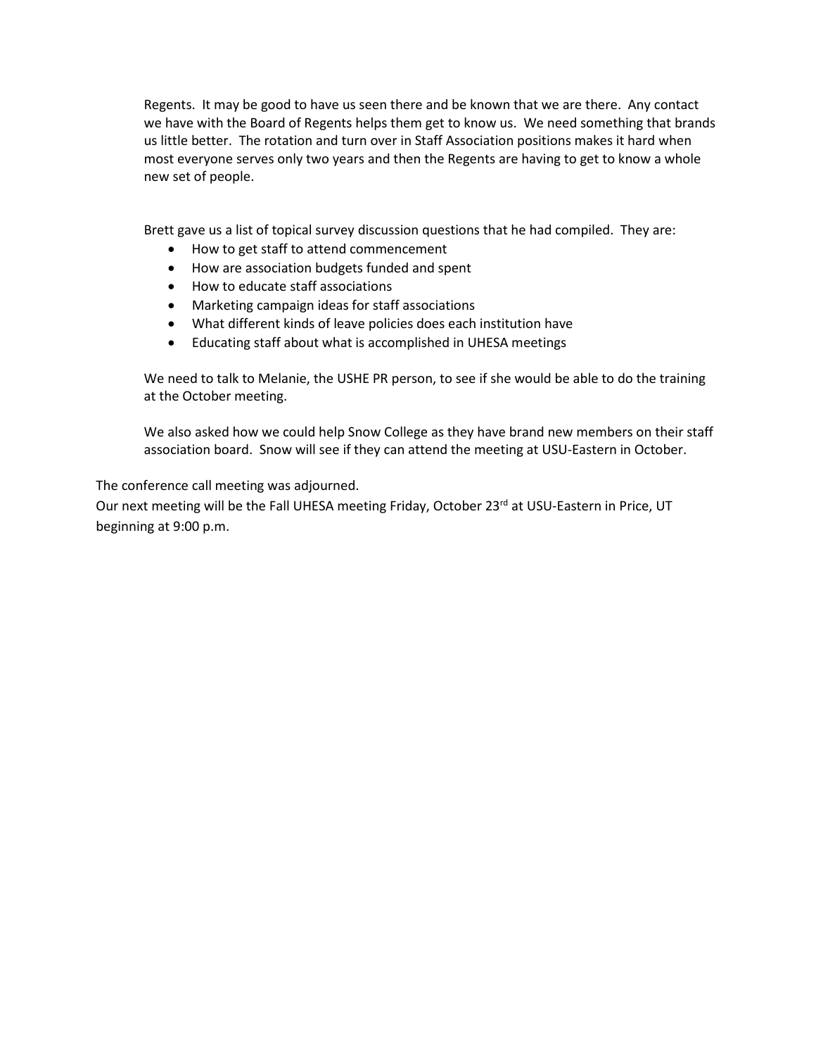Regents. It may be good to have us seen there and be known that we are there. Any contact we have with the Board of Regents helps them get to know us. We need something that brands us little better. The rotation and turn over in Staff Association positions makes it hard when most everyone serves only two years and then the Regents are having to get to know a whole new set of people.

Brett gave us a list of topical survey discussion questions that he had compiled. They are:

- How to get staff to attend commencement
- How are association budgets funded and spent
- How to educate staff associations
- Marketing campaign ideas for staff associations
- What different kinds of leave policies does each institution have
- Educating staff about what is accomplished in UHESA meetings

We need to talk to Melanie, the USHE PR person, to see if she would be able to do the training at the October meeting.

We also asked how we could help Snow College as they have brand new members on their staff association board. Snow will see if they can attend the meeting at USU-Eastern in October.

The conference call meeting was adjourned.

Our next meeting will be the Fall UHESA meeting Friday, October 23rd at USU-Eastern in Price, UT beginning at 9:00 p.m.